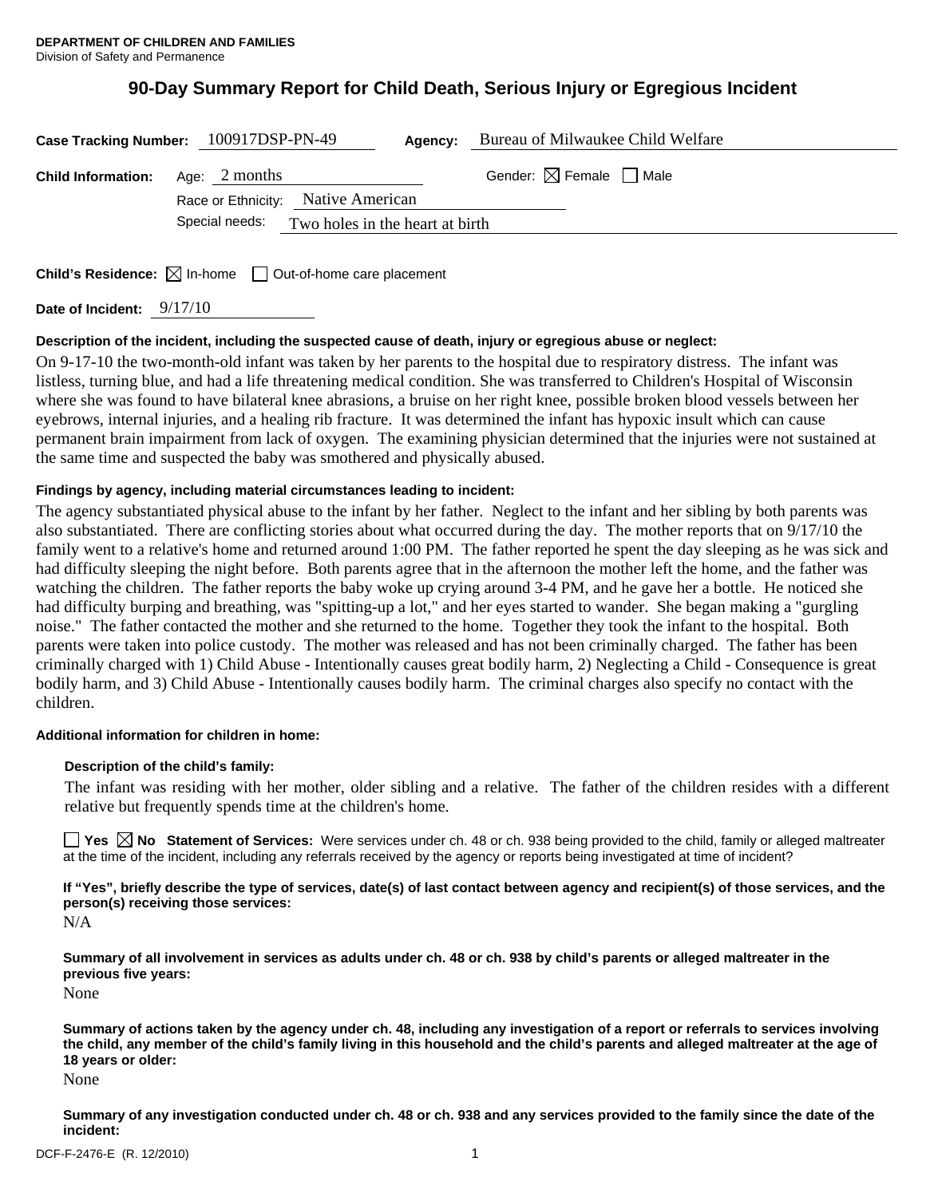**DEPARTMENT OF CHILDREN AND FAMILIES**
Division of Safety and Permanence

# 90-Day Summary Report for Child Death, Serious Injury or Egregious Incident

**Case Tracking Number:** 100917DSP-PN-49 **Agency:** Bureau of Milwaukee Child Welfare

**Child Information:** Age: 2 months Gender: ☒ Female ☐ Male

Race or Ethnicity: Native American

Special needs: Two holes in the heart at birth

**Child's Residence:** ☒ In-home ☐ Out-of-home care placement

**Date of Incident:** 9/17/10

**Description of the incident, including the suspected cause of death, injury or egregious abuse or neglect:**

On 9-17-10 the two-month-old infant was taken by her parents to the hospital due to respiratory distress. The infant was listless, turning blue, and had a life threatening medical condition. She was transferred to Children's Hospital of Wisconsin where she was found to have bilateral knee abrasions, a bruise on her right knee, possible broken blood vessels between her eyebrows, internal injuries, and a healing rib fracture. It was determined the infant has hypoxic insult which can cause permanent brain impairment from lack of oxygen. The examining physician determined that the injuries were not sustained at the same time and suspected the baby was smothered and physically abused.

**Findings by agency, including material circumstances leading to incident:**

The agency substantiated physical abuse to the infant by her father. Neglect to the infant and her sibling by both parents was also substantiated. There are conflicting stories about what occurred during the day. The mother reports that on 9/17/10 the family went to a relative's home and returned around 1:00 PM. The father reported he spent the day sleeping as he was sick and had difficulty sleeping the night before. Both parents agree that in the afternoon the mother left the home, and the father was watching the children. The father reports the baby woke up crying around 3-4 PM, and he gave her a bottle. He noticed she had difficulty burping and breathing, was "spitting-up a lot," and her eyes started to wander. She began making a "gurgling noise." The father contacted the mother and she returned to the home. Together they took the infant to the hospital. Both parents were taken into police custody. The mother was released and has not been criminally charged. The father has been criminally charged with 1) Child Abuse - Intentionally causes great bodily harm, 2) Neglecting a Child - Consequence is great bodily harm, and 3) Child Abuse - Intentionally causes bodily harm. The criminal charges also specify no contact with the children.

**Additional information for children in home:**

**Description of the child's family:**

The infant was residing with her mother, older sibling and a relative. The father of the children resides with a different relative but frequently spends time at the children's home.

☐ **Yes** ☒ **No** **Statement of Services:** Were services under ch. 48 or ch. 938 being provided to the child, family or alleged maltreater at the time of the incident, including any referrals received by the agency or reports being investigated at time of incident?

**If "Yes", briefly describe the type of services, date(s) of last contact between agency and recipient(s) of those services, and the person(s) receiving those services:**

N/A

**Summary of all involvement in services as adults under ch. 48 or ch. 938 by child's parents or alleged maltreater in the previous five years:**

None

**Summary of actions taken by the agency under ch. 48, including any investigation of a report or referrals to services involving the child, any member of the child's family living in this household and the child's parents and alleged maltreater at the age of 18 years or older:**

None

**Summary of any investigation conducted under ch. 48 or ch. 938 and any services provided to the family since the date of the incident:**

DCF-F-2476-E (R. 12/2010)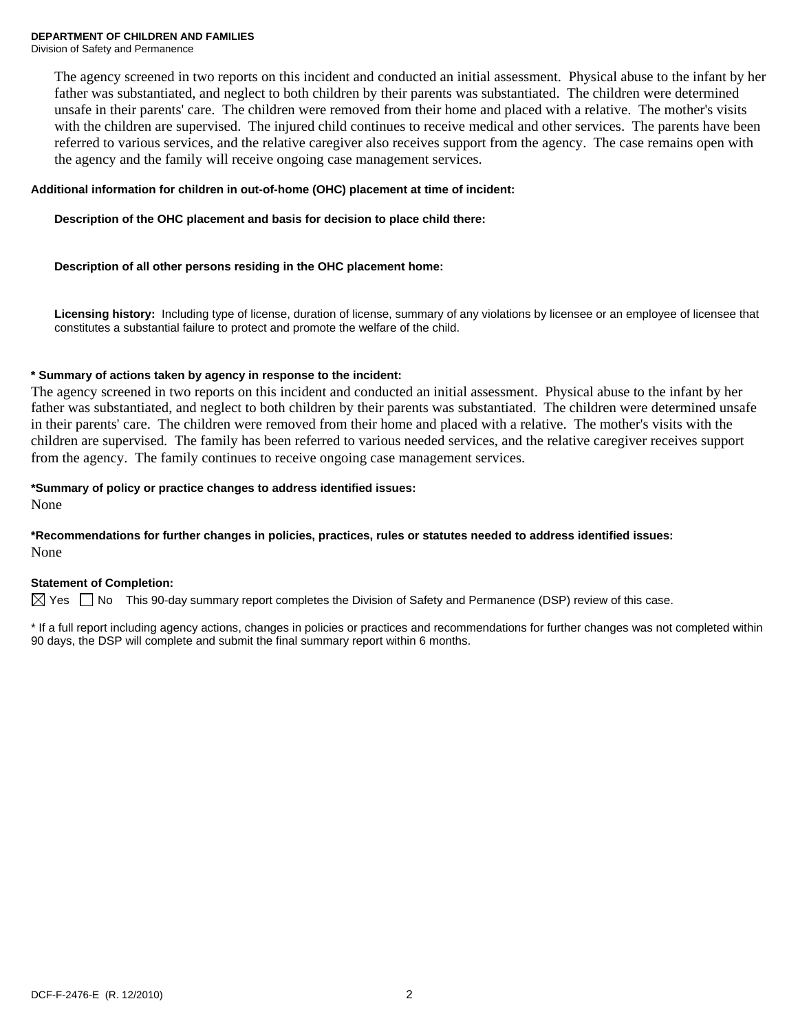The agency screened in two reports on this incident and conducted an initial assessment. Physical abuse to the infant by her father was substantiated, and neglect to both children by their parents was substantiated. The children were determined unsafe in their parents' care. The children were removed from their home and placed with a relative. The mother's visits with the children are supervised. The injured child continues to receive medical and other services. The parents have been referred to various services, and the relative caregiver also receives support from the agency. The case remains open with the agency and the family will receive ongoing case management services.

**Additional information for children in out-of-home (OHC) placement at time of incident:**

**Description of the OHC placement and basis for decision to place child there:**

**Description of all other persons residing in the OHC placement home:**

**Licensing history:** Including type of license, duration of license, summary of any violations by licensee or an employee of licensee that constitutes a substantial failure to protect and promote the welfare of the child.

**\* Summary of actions taken by agency in response to the incident:**

The agency screened in two reports on this incident and conducted an initial assessment. Physical abuse to the infant by her father was substantiated, and neglect to both children by their parents was substantiated. The children were determined unsafe in their parents' care. The children were removed from their home and placed with a relative. The mother's visits with the children are supervised. The family has been referred to various needed services, and the relative caregiver receives support from the agency. The family continues to receive ongoing case management services.

**\*Summary of policy or practice changes to address identified issues:**

None

**\*Recommendations for further changes in policies, practices, rules or statutes needed to address identified issues:**

None

**Statement of Completion:**

☒ Yes ☐ No This 90-day summary report completes the Division of Safety and Permanence (DSP) review of this case.

\* If a full report including agency actions, changes in policies or practices and recommendations for further changes was not completed within 90 days, the DSP will complete and submit the final summary report within 6 months.